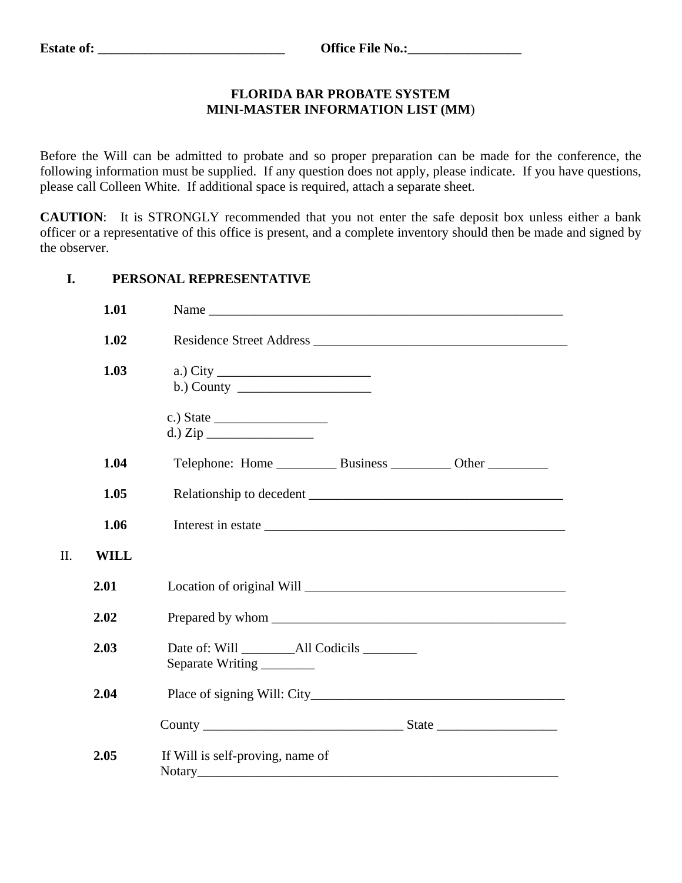**Estate of: ___________________________ Office File No.:________________**

# FLORIDA BAR PROBATE SYSTEM
# MINI-MASTER INFORMATION LIST (MM)

Before the Will can be admitted to probate and so proper preparation can be made for the conference, the following information must be supplied. If any question does not apply, please indicate. If you have questions, please call Colleen White. If additional space is required, attach a separate sheet.

**CAUTION**: It is STRONGLY recommended that you not enter the safe deposit box unless either a bank officer or a representative of this office is present, and a complete inventory should then be made and signed by the observer.

## I. PERSONAL REPRESENTATIVE

**1.01** Name _______________________________________________________

**1.02** Residence Street Address ________________________________________

**1.03** a.) City _______________________
b.) County ____________________

c.) State _________________
d.) Zip ________________

**1.04** Telephone: Home _________ Business _________ Other _________

**1.05** Relationship to decedent ______________________________________

**1.06** Interest in estate ______________________________________________

## II. WILL

**2.01** Location of original Will ________________________________________

**2.02** Prepared by whom ____________________________________________

**2.03** Date of: Will ________All Codicils ________
Separate Writing ________

**2.04** Place of signing Will: City______________________________________

County ______________________________ State __________________

**2.05** If Will is self-proving, name of
Notary_________________________________________________________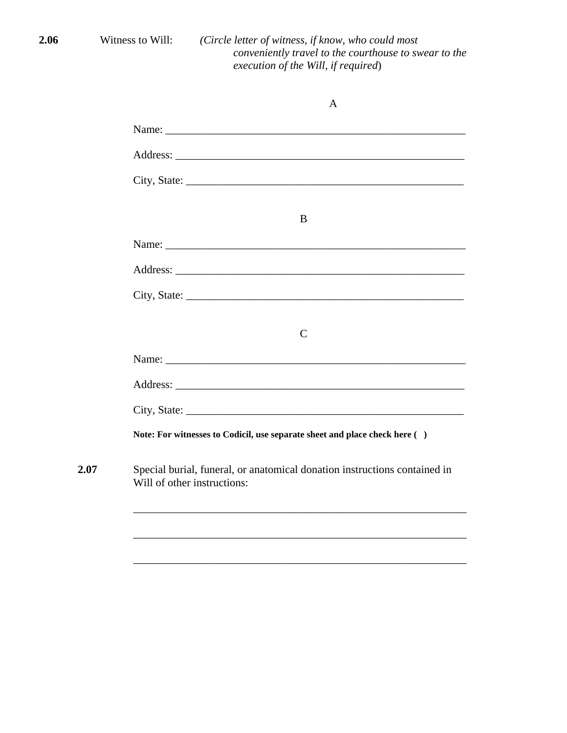**2.06** Witness to Will: *(Circle letter of witness, if know, who could most conveniently travel to the courthouse to swear to the execution of the Will, if required)*

A

Name: ________________________________________________________

Address: ______________________________________________________

City, State: ____________________________________________________

B

Name: ________________________________________________________

Address: ______________________________________________________

City, State: ____________________________________________________

C

Name: ________________________________________________________

Address: ______________________________________________________

City, State: ____________________________________________________

**Note: For witnesses to Codicil, use separate sheet and place check here (   )**

**2.07** Special burial, funeral, or anatomical donation instructions contained in Will of other instructions:

______________________________________________________________

______________________________________________________________

______________________________________________________________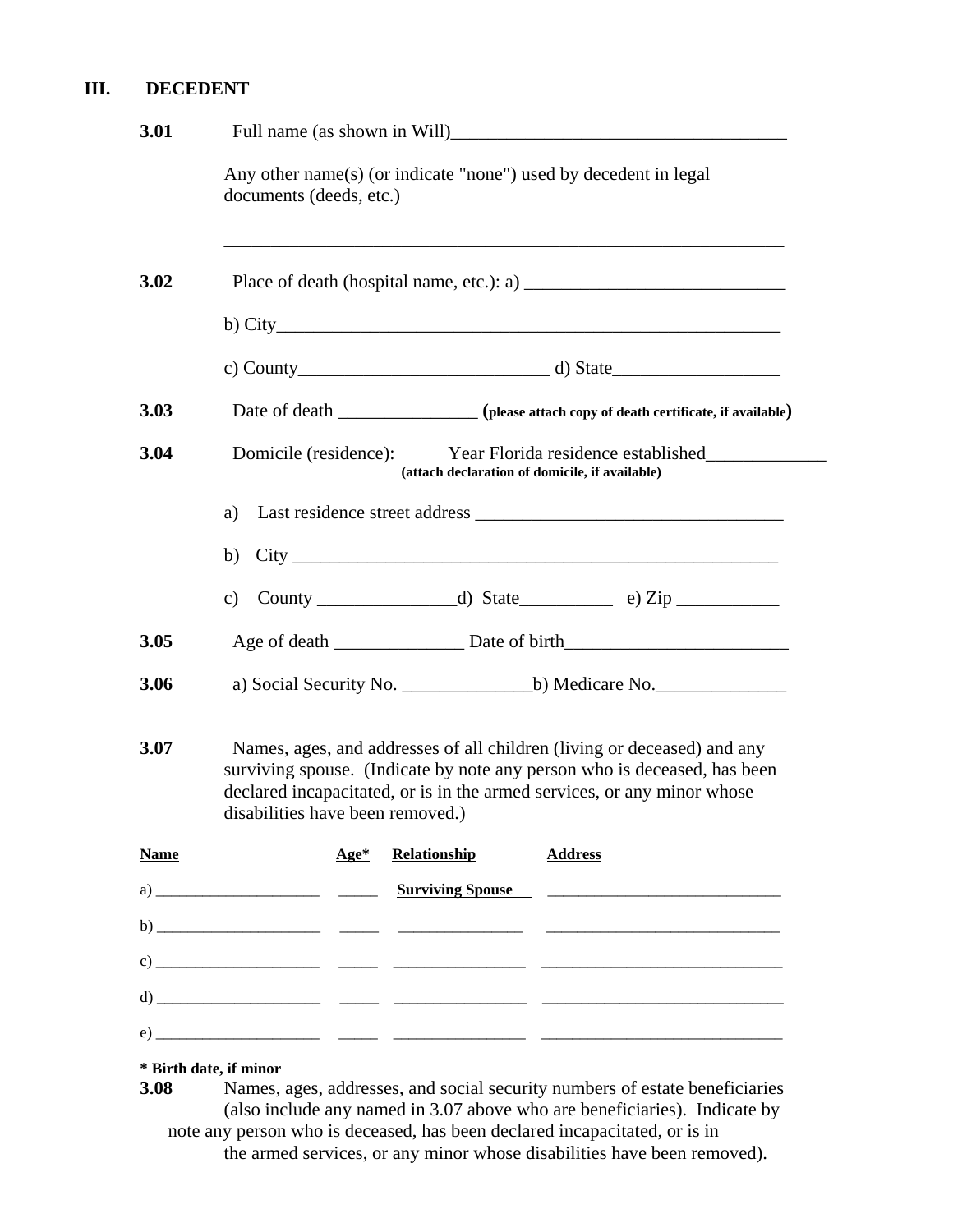## III. DECEDENT

**3.01** Full name (as shown in Will)_____________________________________

Any other name(s) (or indicate "none") used by decedent in legal documents (deeds, etc.)

_______________________________________________________________

**3.02** Place of death (hospital name, etc.): a) ____________________________

b) City________________________________________________________

c) County___________________________ d) State__________________

**3.03** Date of death _______________ (**please attach copy of death certificate, if available**)

**3.04** Domicile (residence): Year Florida residence established_____________
**(attach declaration of domicile, if available)**

a) Last residence street address _________________________________

b) City ______________________________________________________

c) County _______________d) State__________ e) Zip ___________

**3.05** Age of death ______________ Date of birth________________________

**3.06** a) Social Security No. ______________b) Medicare No.______________

**3.07** Names, ages, and addresses of all children (living or deceased) and any surviving spouse. (Indicate by note any person who is deceased, has been declared incapacitated, or is in the armed services, or any minor whose disabilities have been removed.)

| Name | Age* | Relationship | Address |
|---|---|---|---|
| a) ____________________ | _____ | **Surviving Spouse** | ____________________________ |
| b) ____________________ | _____ | _______________ | ____________________________ |
| c) ____________________ | _____ | _______________ | ____________________________ |
| d) ____________________ | _____ | _______________ | ____________________________ |
| e) ____________________ | _____ | _______________ | ____________________________ |

**\* Birth date, if minor**

**3.08** Names, ages, addresses, and social security numbers of estate beneficiaries (also include any named in 3.07 above who are beneficiaries). Indicate by note any person who is deceased, has been declared incapacitated, or is in the armed services, or any minor whose disabilities have been removed).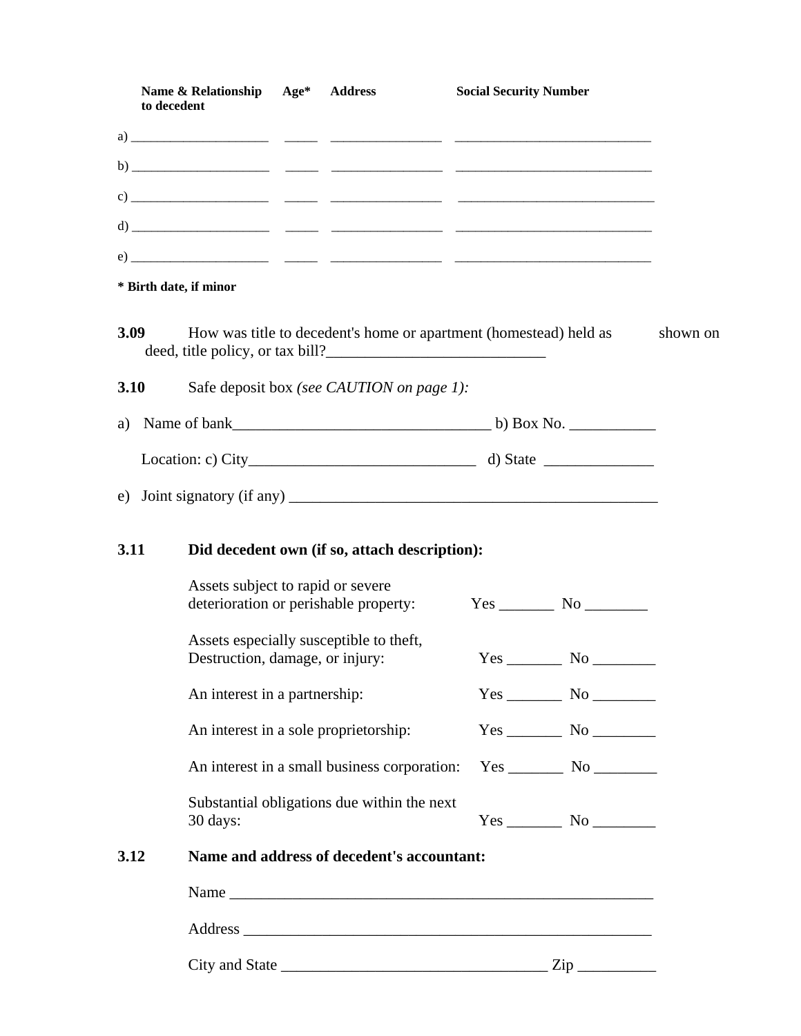| Name & Relationship to decedent | Age* | Address | Social Security Number |
|---|---|---|---|
| a) ____________________ | _____ | ________________ | ____________________________ |
| b) ____________________ | _____ | ________________ | ____________________________ |
| c) ____________________ | _____ | ________________ | ____________________________ |
| d) ____________________ | _____ | ________________ | ____________________________ |
| e) ____________________ | _____ | ________________ | ____________________________ |

**\* Birth date, if minor**

**3.09** How was title to decedent's home or apartment (homestead) held as shown on deed, title policy, or tax bill?____________________________

**3.10** Safe deposit box *(see CAUTION on page 1):*

a) Name of bank_________________________________ b) Box No. ___________

Location: c) City_____________________________ d) State ______________

e) Joint signatory (if any) ________________________________________________

**3.11 Did decedent own (if so, attach description):**

Assets subject to rapid or severe deterioration or perishable property: Yes _______ No ________

Assets especially susceptible to theft, Destruction, damage, or injury: Yes _______ No ________

An interest in a partnership: Yes _______ No ________

An interest in a sole proprietorship: Yes _______ No ________

An interest in a small business corporation: Yes _______ No ________

Substantial obligations due within the next 30 days: Yes _______ No ________

**3.12 Name and address of decedent's accountant:**

Name _______________________________________________________

Address _____________________________________________________

City and State _________________________________ Zip __________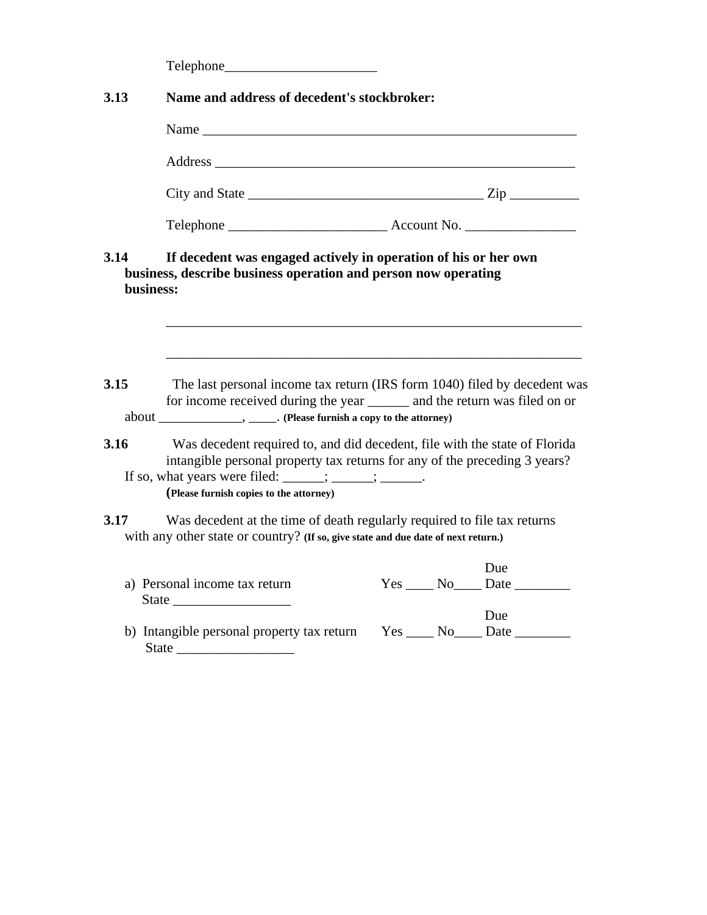Telephone______________________

**3.13 Name and address of decedent's stockbroker:**

Name ________________________________________________________

Address ______________________________________________________

City and State __________________________________ Zip __________

Telephone ______________________ Account No. ________________

**3.14 If decedent was engaged actively in operation of his or her own business, describe business operation and person now operating business:**

______________________________________________________________

______________________________________________________________

**3.15** The last personal income tax return (IRS form 1040) filed by decedent was for income received during the year ______ and the return was filed on or about _____________, _____. **(Please furnish a copy to the attorney)**

**3.16** Was decedent required to, and did decedent, file with the state of Florida intangible personal property tax returns for any of the preceding 3 years? If so, what years were filed: ______; ______; ______.
**(Please furnish copies to the attorney)**

**3.17** Was decedent at the time of death regularly required to file tax returns with any other state or country? **(If so, give state and due date of next return.)**

a) Personal income tax return Yes ____ No____ Due Date ________
State _________________

b) Intangible personal property tax return Yes ____ No____ Due Date ________
State _________________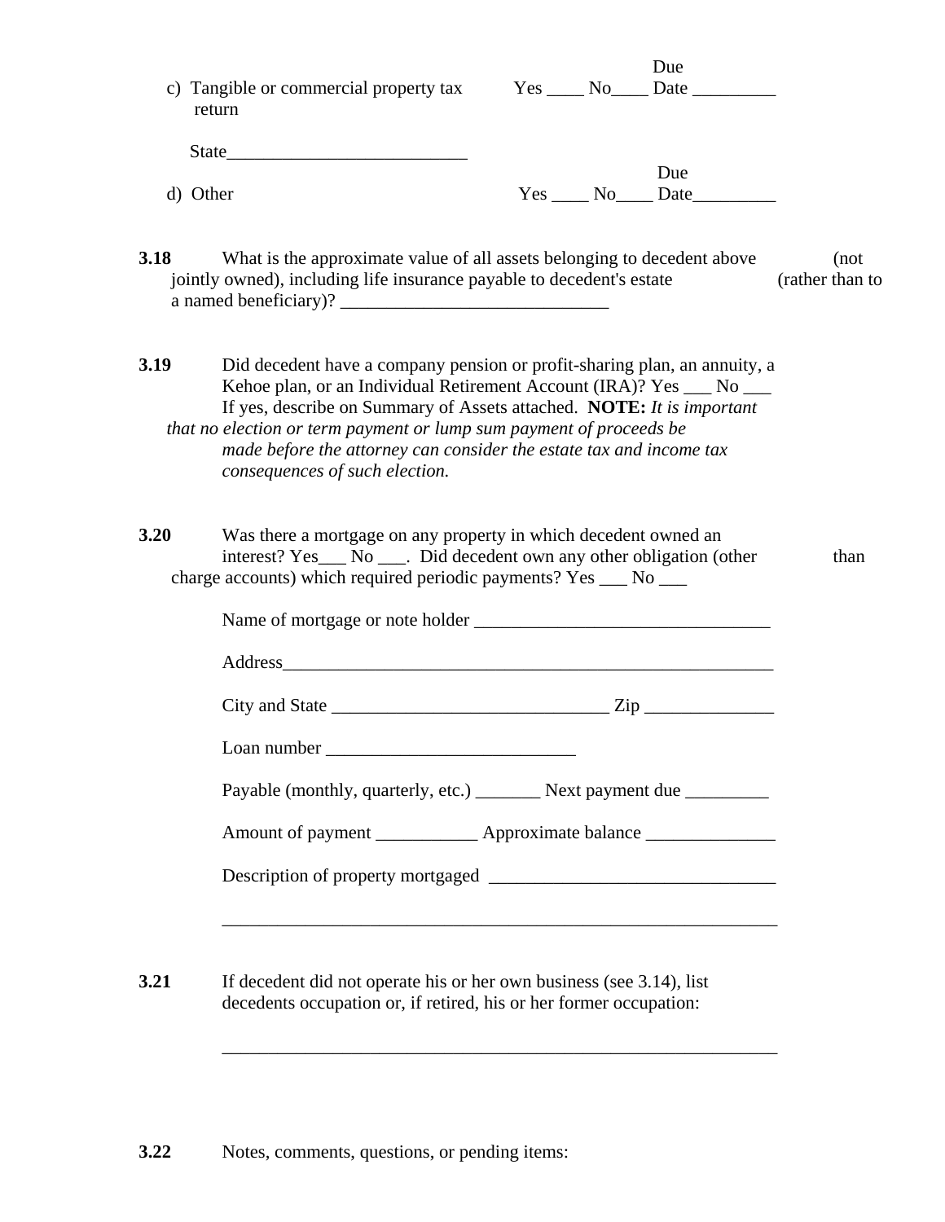c) Tangible or commercial property tax return &nbsp;&nbsp;&nbsp;&nbsp; Yes ____ No____ Due Date _________

State__________________________

d) Other &nbsp;&nbsp;&nbsp;&nbsp; Yes ____ No____ Due Date_________

**3.18** What is the approximate value of all assets belonging to decedent above (not jointly owned), including life insurance payable to decedent's estate (rather than to a named beneficiary)? _____________________________

**3.19** Did decedent have a company pension or profit-sharing plan, an annuity, a Kehoe plan, or an Individual Retirement Account (IRA)? Yes ___ No ___ If yes, describe on Summary of Assets attached. **NOTE:** *It is important that no election or term payment or lump sum payment of proceeds be made before the attorney can consider the estate tax and income tax consequences of such election.*

**3.20** Was there a mortgage on any property in which decedent owned an interest? Yes___ No ___. Did decedent own any other obligation (other than charge accounts) which required periodic payments? Yes ___ No ___

Name of mortgage or note holder ________________________________

Address_______________________________________________________

City and State ______________________________ Zip ______________

Loan number ___________________________

Payable (monthly, quarterly, etc.) _______ Next payment due _________

Amount of payment ___________ Approximate balance ______________

Description of property mortgaged _______________________________

_____________________________________________________________

**3.21** If decedent did not operate his or her own business (see 3.14), list decedents occupation or, if retired, his or her former occupation:

_____________________________________________________________

**3.22** Notes, comments, questions, or pending items: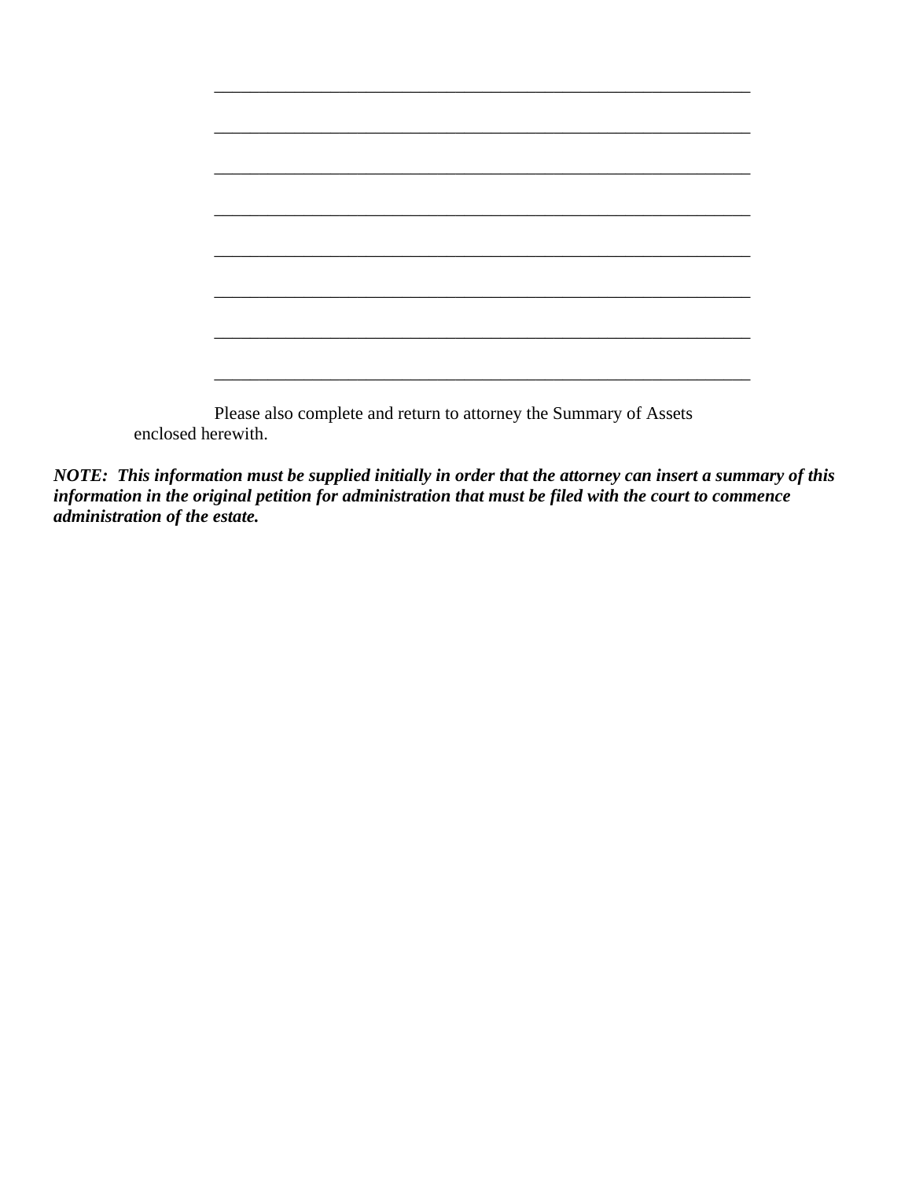______________________________________________________________

______________________________________________________________

______________________________________________________________

______________________________________________________________

______________________________________________________________

______________________________________________________________

______________________________________________________________

______________________________________________________________

Please also complete and return to attorney the Summary of Assets enclosed herewith.

***NOTE: This information must be supplied initially in order that the attorney can insert a summary of this information in the original petition for administration that must be filed with the court to commence administration of the estate.***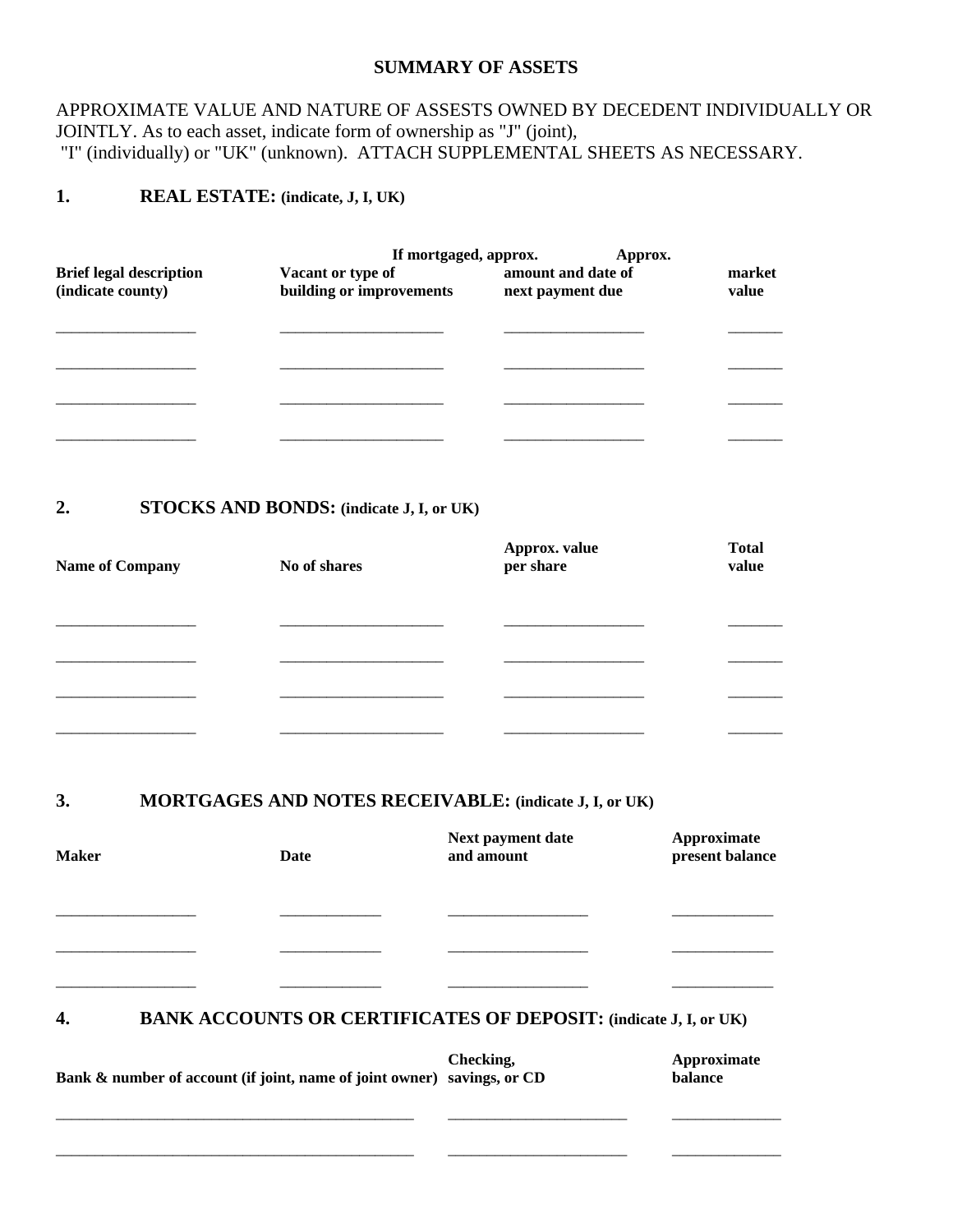## SUMMARY OF ASSETS

APPROXIMATE VALUE AND NATURE OF ASSESTS OWNED BY DECEDENT INDIVIDUALLY OR JOINTLY. As to each asset, indicate form of ownership as "J" (joint), "I" (individually) or "UK" (unknown). ATTACH SUPPLEMENTAL SHEETS AS NECESSARY.

### 1. REAL ESTATE: (indicate, J, I, UK)

| Brief legal description (indicate county) | Vacant or type of building or improvements | If mortgaged, approx. amount and date of next payment due | Approx. market value |
|---|---|---|---|
| __________________ | _____________________ | __________________ | _______ |
| __________________ | _____________________ | __________________ | _______ |
| __________________ | _____________________ | __________________ | _______ |
| __________________ | _____________________ | __________________ | _______ |

### 2. STOCKS AND BONDS: (indicate J, I, or UK)

| Name of Company | No of shares | Approx. value per share | Total value |
|---|---|---|---|
| __________________ | _____________________ | __________________ | _______ |
| __________________ | _____________________ | __________________ | _______ |
| __________________ | _____________________ | __________________ | _______ |
| __________________ | _____________________ | __________________ | _______ |

### 3. MORTGAGES AND NOTES RECEIVABLE: (indicate J, I, or UK)

| Maker | Date | Next payment date and amount | Approximate present balance |
|---|---|---|---|
| __________________ | _____________ | __________________ | _____________ |
| __________________ | _____________ | __________________ | _____________ |
| __________________ | _____________ | __________________ | _____________ |

### 4. BANK ACCOUNTS OR CERTIFICATES OF DEPOSIT: (indicate J, I, or UK)

| Bank & number of account (if joint, name of joint owner) | Checking, savings, or CD | Approximate balance |
|---|---|---|
| ______________________________________________ | _______________________ | ______________ |
| ______________________________________________ | _______________________ | ______________ |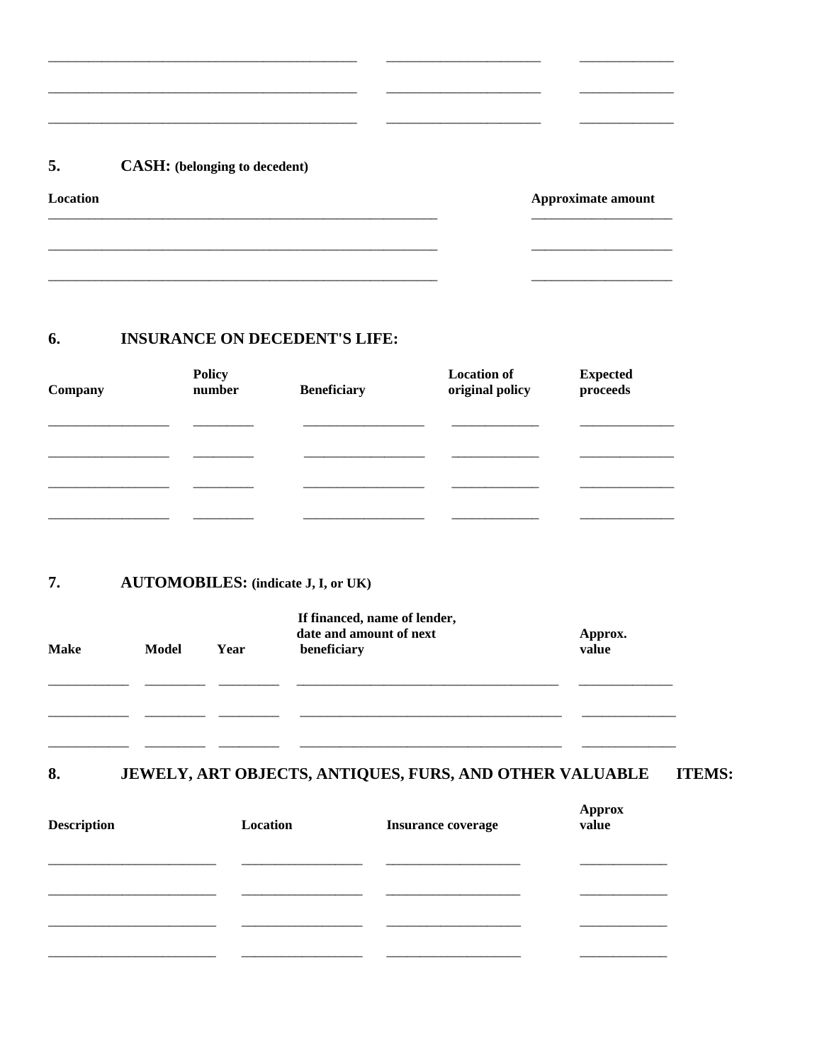| | | |
|---|---|---|
| | | |
| | | |
| | | |

## 5. CASH: (belonging to decedent)

| Location | Approximate amount |
|---|---|
| | |
| | |
| | |

## 6. INSURANCE ON DECEDENT'S LIFE:

| Company | Policy number | Beneficiary | Location of original policy | Expected proceeds |
|---|---|---|---|---|
| | | | | |
| | | | | |
| | | | | |
| | | | | |

## 7. AUTOMOBILES: (indicate J, I, or UK)

| Make | Model | Year | If financed, name of lender, date and amount of next beneficiary | Approx. value |
|---|---|---|---|---|
| | | | | |
| | | | | |
| | | | | |

## 8. JEWELY, ART OBJECTS, ANTIQUES, FURS, AND OTHER VALUABLE ITEMS:

| Description | Location | Insurance coverage | Approx value |
|---|---|---|---|
| | | | |
| | | | |
| | | | |
| | | | |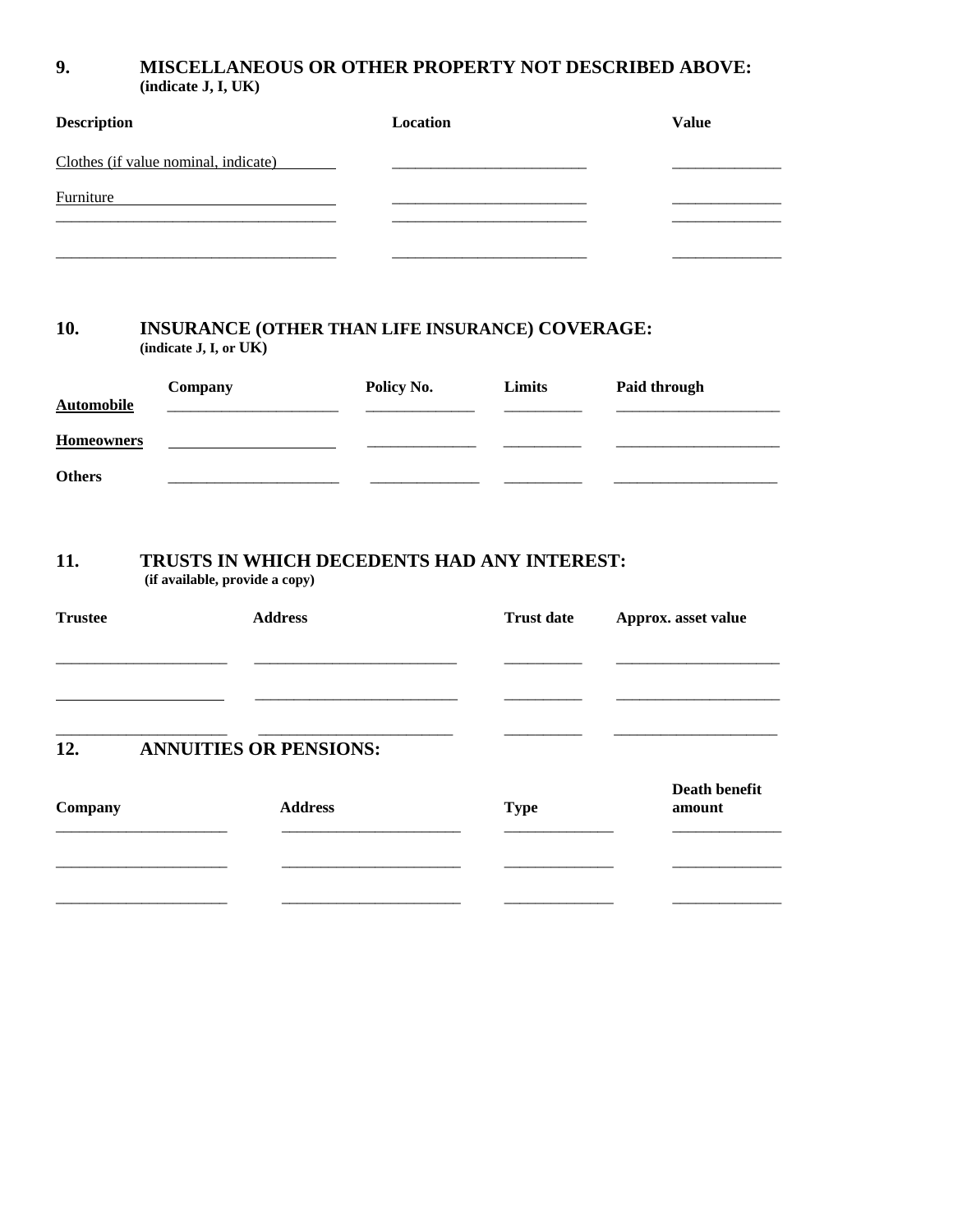## 9. MISCELLANEOUS OR OTHER PROPERTY NOT DESCRIBED ABOVE:
**(indicate J, I, UK)**

| Description | Location | Value |
| --- | --- | --- |
| Clothes (if value nominal, indicate) | | |
| Furniture | | |
| | | |
| | | |

## 10. INSURANCE (OTHER THAN LIFE INSURANCE) COVERAGE:
**(indicate J, I, or UK)**

| | Company | Policy No. | Limits | Paid through |
| --- | --- | --- | --- | --- |
| **Automobile** | | | | |
| **Homeowners** | | | | |
| **Others** | | | | |

## 11. TRUSTS IN WHICH DECEDENTS HAD ANY INTEREST:
**(if available, provide a copy)**

| Trustee | Address | Trust date | Approx. asset value |
| --- | --- | --- | --- |
| | | | |
| | | | |
| | | | |

## 12. ANNUITIES OR PENSIONS:

| Company | Address | Type | Death benefit amount |
| --- | --- | --- | --- |
| | | | |
| | | | |
| | | | |